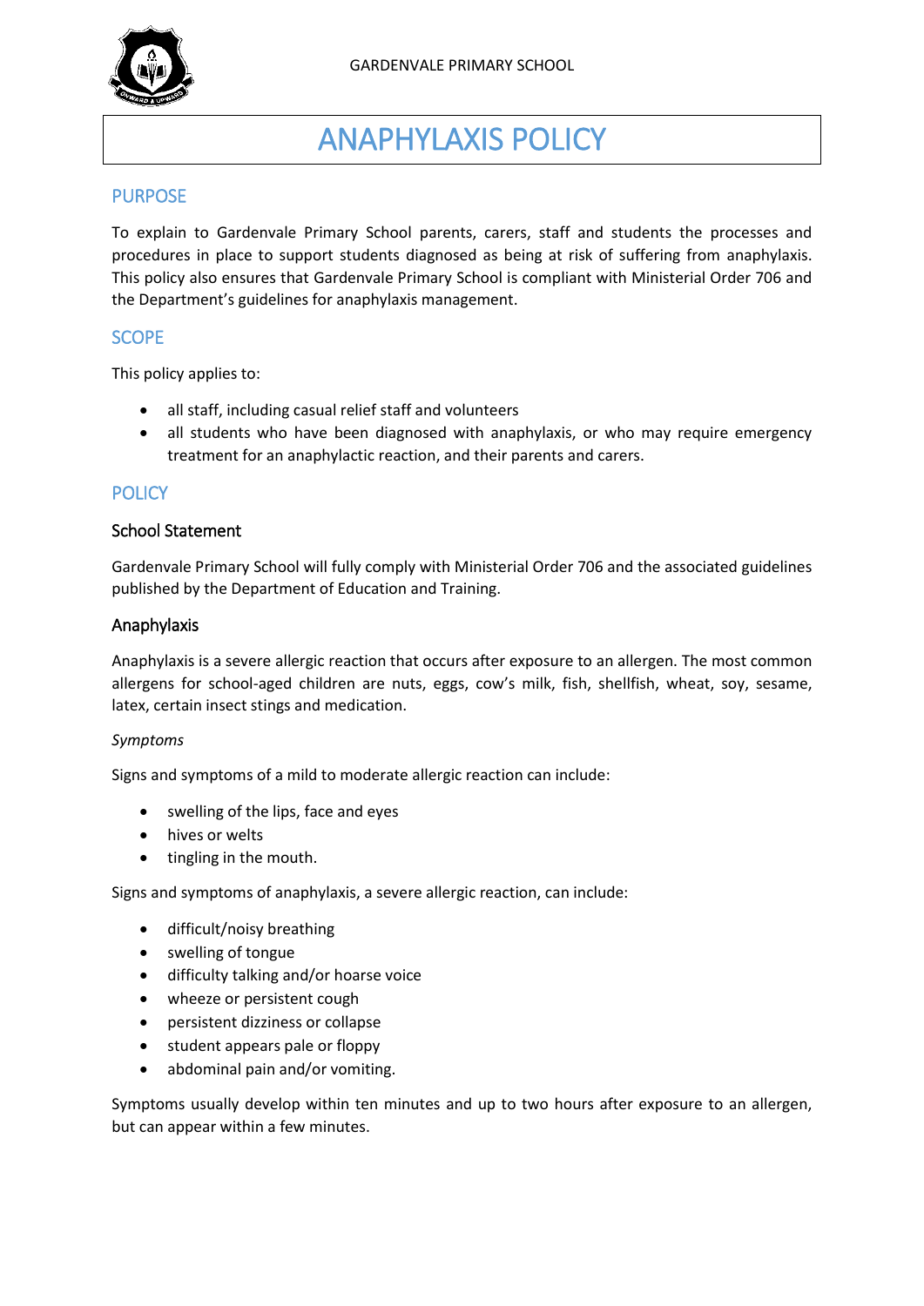# ANAPHYLAXIS POLICY

## PURPOSE

To explain to Gardenvale Primary School parents, carers, staff and students the processes and procedures in place to support students diagnosed as being at risk of suffering from anaphylaxis. This policy also ensures that Gardenvale Primary School is compliant with Ministerial Order 706 and the Department's guidelines for anaphylaxis management.

## SCOPE

This policy applies to:

- all staff, including casual relief staff and volunteers
- all students who have been diagnosed with anaphylaxis, or who may require emergency treatment for an anaphylactic reaction, and their parents and carers.

## POLICY

### School Statement

Gardenvale Primary School will fully comply with Ministerial Order 706 and the associated guidelines published by the Department of Education and Training.

### Anaphylaxis

Anaphylaxis is a severe allergic reaction that occurs after exposure to an allergen. The most common allergens for school-aged children are nuts, eggs, cow's milk, fish, shellfish, wheat, soy, sesame, latex, certain insect stings and medication.

*Symptoms*

Signs and symptoms of a mild to moderate allergic reaction can include:

- swelling of the lips, face and eyes
- hives or welts
- tingling in the mouth.

Signs and symptoms of anaphylaxis, a severe allergic reaction, can include:

- difficult/noisy breathing
- swelling of tongue
- difficulty talking and/or hoarse voice
- wheeze or persistent cough
- persistent dizziness or collapse
- student appears pale or floppy
- abdominal pain and/or vomiting.

Symptoms usually develop within ten minutes and up to two hours after exposure to an allergen, but can appear within a few minutes.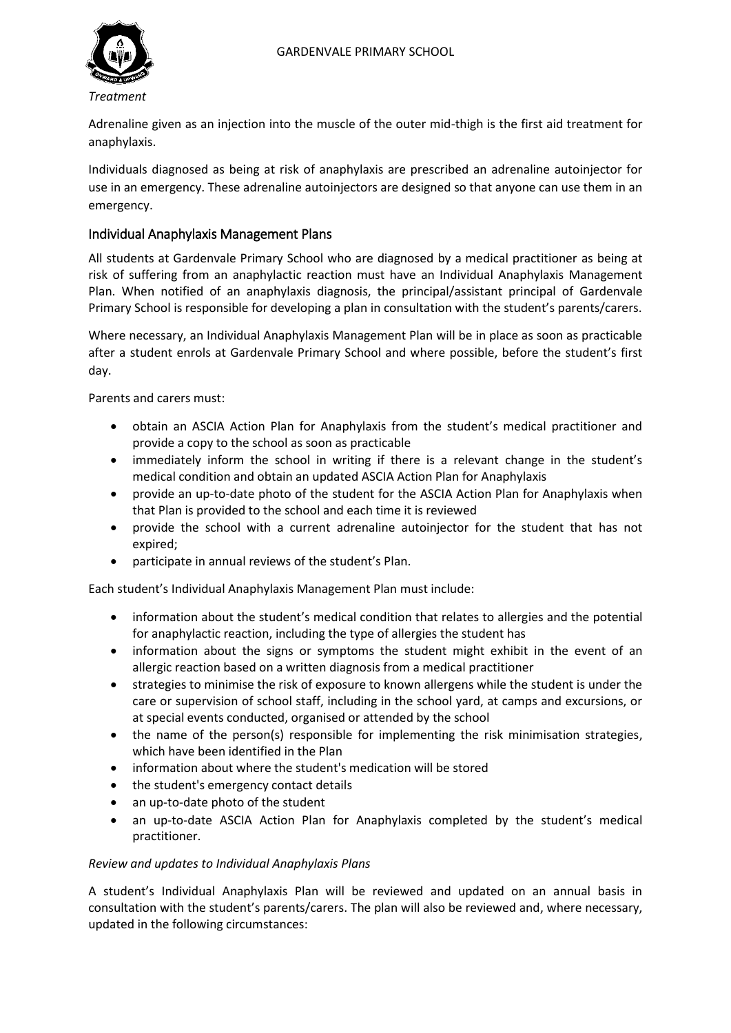*Treatment*

Adrenaline given as an injection into the muscle of the outer mid-thigh is the first aid treatment for anaphylaxis.

Individuals diagnosed as being at risk of anaphylaxis are prescribed an adrenaline autoinjector for use in an emergency. These adrenaline autoinjectors are designed so that anyone can use them in an emergency.

## Individual Anaphylaxis Management Plans

All students at Gardenvale Primary School who are diagnosed by a medical practitioner as being at risk of suffering from an anaphylactic reaction must have an Individual Anaphylaxis Management Plan. When notified of an anaphylaxis diagnosis, the principal/assistant principal of Gardenvale Primary School is responsible for developing a plan in consultation with the student's parents/carers.

Where necessary, an Individual Anaphylaxis Management Plan will be in place as soon as practicable after a student enrols at Gardenvale Primary School and where possible, before the student's first day.

Parents and carers must:

- obtain an ASCIA Action Plan for Anaphylaxis from the student's medical practitioner and provide a copy to the school as soon as practicable
- immediately inform the school in writing if there is a relevant change in the student's medical condition and obtain an updated ASCIA Action Plan for Anaphylaxis
- provide an up-to-date photo of the student for the ASCIA Action Plan for Anaphylaxis when that Plan is provided to the school and each time it is reviewed
- provide the school with a current adrenaline autoinjector for the student that has not expired;
- participate in annual reviews of the student's Plan.

Each student's Individual Anaphylaxis Management Plan must include:

- information about the student's medical condition that relates to allergies and the potential for anaphylactic reaction, including the type of allergies the student has
- information about the signs or symptoms the student might exhibit in the event of an allergic reaction based on a written diagnosis from a medical practitioner
- strategies to minimise the risk of exposure to known allergens while the student is under the care or supervision of school staff, including in the school yard, at camps and excursions, or at special events conducted, organised or attended by the school
- the name of the person(s) responsible for implementing the risk minimisation strategies, which have been identified in the Plan
- information about where the student's medication will be stored
- the student's emergency contact details
- an up-to-date photo of the student
- an up-to-date ASCIA Action Plan for Anaphylaxis completed by the student's medical practitioner.

*Review and updates to Individual Anaphylaxis Plans*

A student's Individual Anaphylaxis Plan will be reviewed and updated on an annual basis in consultation with the student's parents/carers. The plan will also be reviewed and, where necessary, updated in the following circumstances: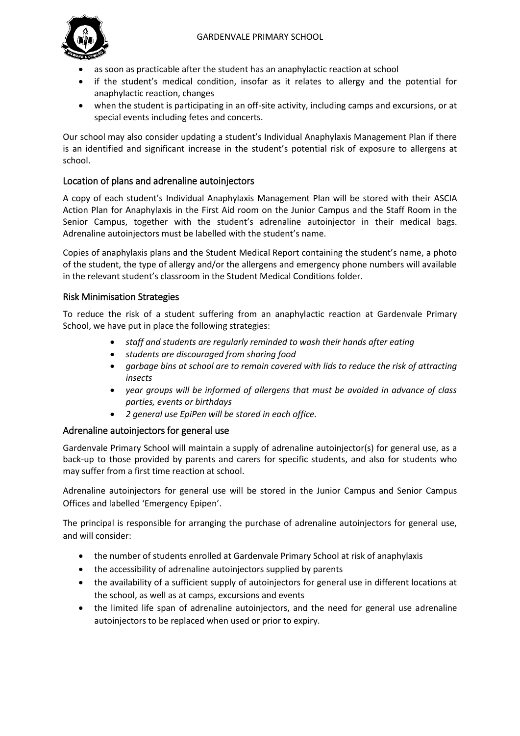- as soon as practicable after the student has an anaphylactic reaction at school
- if the student's medical condition, insofar as it relates to allergy and the potential for anaphylactic reaction, changes
- when the student is participating in an off-site activity, including camps and excursions, or at special events including fetes and concerts.

Our school may also consider updating a student's Individual Anaphylaxis Management Plan if there is an identified and significant increase in the student's potential risk of exposure to allergens at school.

## Location of plans and adrenaline autoinjectors

A copy of each student's Individual Anaphylaxis Management Plan will be stored with their ASCIA Action Plan for Anaphylaxis in the First Aid room on the Junior Campus and the Staff Room in the Senior Campus, together with the student's adrenaline autoinjector in their medical bags. Adrenaline autoinjectors must be labelled with the student's name.

Copies of anaphylaxis plans and the Student Medical Report containing the student's name, a photo of the student, the type of allergy and/or the allergens and emergency phone numbers will available in the relevant student's classroom in the Student Medical Conditions folder.

## Risk Minimisation Strategies

To reduce the risk of a student suffering from an anaphylactic reaction at Gardenvale Primary School, we have put in place the following strategies:

- *staff and students are regularly reminded to wash their hands after eating*
- *students are discouraged from sharing food*
- *garbage bins at school are to remain covered with lids to reduce the risk of attracting insects*
- *year groups will be informed of allergens that must be avoided in advance of class parties, events or birthdays*
- *2 general use EpiPen will be stored in each office.*

## Adrenaline autoinjectors for general use

Gardenvale Primary School will maintain a supply of adrenaline autoinjector(s) for general use, as a back-up to those provided by parents and carers for specific students, and also for students who may suffer from a first time reaction at school.

Adrenaline autoinjectors for general use will be stored in the Junior Campus and Senior Campus Offices and labelled 'Emergency Epipen'.

The principal is responsible for arranging the purchase of adrenaline autoinjectors for general use, and will consider:

- the number of students enrolled at Gardenvale Primary School at risk of anaphylaxis
- the accessibility of adrenaline autoinjectors supplied by parents
- the availability of a sufficient supply of autoinjectors for general use in different locations at the school, as well as at camps, excursions and events
- the limited life span of adrenaline autoinjectors, and the need for general use adrenaline autoinjectors to be replaced when used or prior to expiry.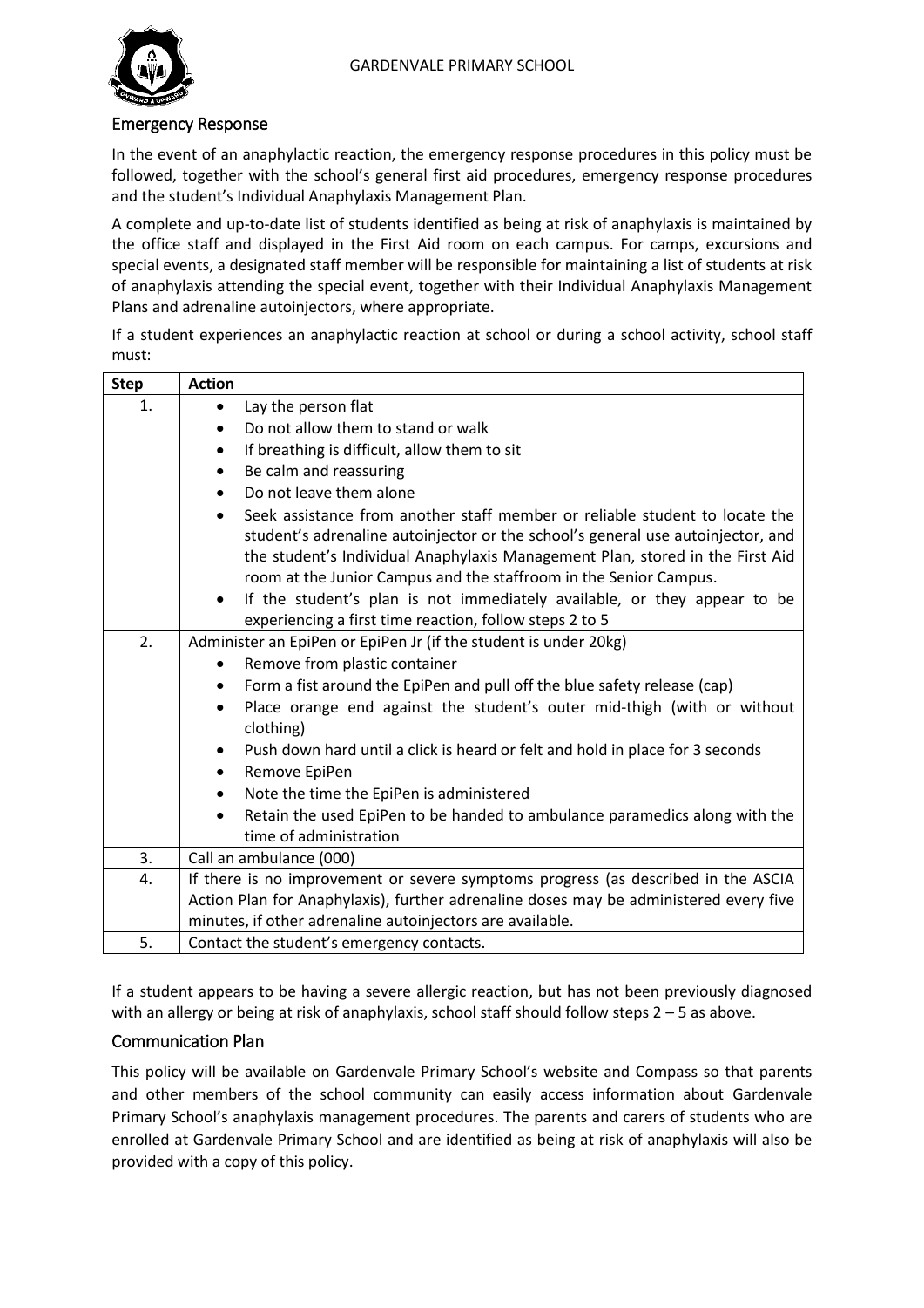## Emergency Response

In the event of an anaphylactic reaction, the emergency response procedures in this policy must be followed, together with the school's general first aid procedures, emergency response procedures and the student's Individual Anaphylaxis Management Plan.

A complete and up-to-date list of students identified as being at risk of anaphylaxis is maintained by the office staff and displayed in the First Aid room on each campus. For camps, excursions and special events, a designated staff member will be responsible for maintaining a list of students at risk of anaphylaxis attending the special event, together with their Individual Anaphylaxis Management Plans and adrenaline autoinjectors, where appropriate.

If a student experiences an anaphylactic reaction at school or during a school activity, school staff must:

| Step | Action |
|---|---|
| 1. | • Lay the person flat<br>• Do not allow them to stand or walk<br>• If breathing is difficult, allow them to sit<br>• Be calm and reassuring<br>• Do not leave them alone<br>• Seek assistance from another staff member or reliable student to locate the student's adrenaline autoinjector or the school's general use autoinjector, and the student's Individual Anaphylaxis Management Plan, stored in the First Aid room at the Junior Campus and the staffroom in the Senior Campus.<br>• If the student's plan is not immediately available, or they appear to be experiencing a first time reaction, follow steps 2 to 5 |
| 2. | Administer an EpiPen or EpiPen Jr (if the student is under 20kg)<br>• Remove from plastic container<br>• Form a fist around the EpiPen and pull off the blue safety release (cap)<br>• Place orange end against the student's outer mid-thigh (with or without clothing)<br>• Push down hard until a click is heard or felt and hold in place for 3 seconds<br>• Remove EpiPen<br>• Note the time the EpiPen is administered<br>• Retain the used EpiPen to be handed to ambulance paramedics along with the time of administration |
| 3. | Call an ambulance (000) |
| 4. | If there is no improvement or severe symptoms progress (as described in the ASCIA Action Plan for Anaphylaxis), further adrenaline doses may be administered every five minutes, if other adrenaline autoinjectors are available. |
| 5. | Contact the student's emergency contacts. |

If a student appears to be having a severe allergic reaction, but has not been previously diagnosed with an allergy or being at risk of anaphylaxis, school staff should follow steps 2 – 5 as above.

## Communication Plan

This policy will be available on Gardenvale Primary School's website and Compass so that parents and other members of the school community can easily access information about Gardenvale Primary School's anaphylaxis management procedures. The parents and carers of students who are enrolled at Gardenvale Primary School and are identified as being at risk of anaphylaxis will also be provided with a copy of this policy.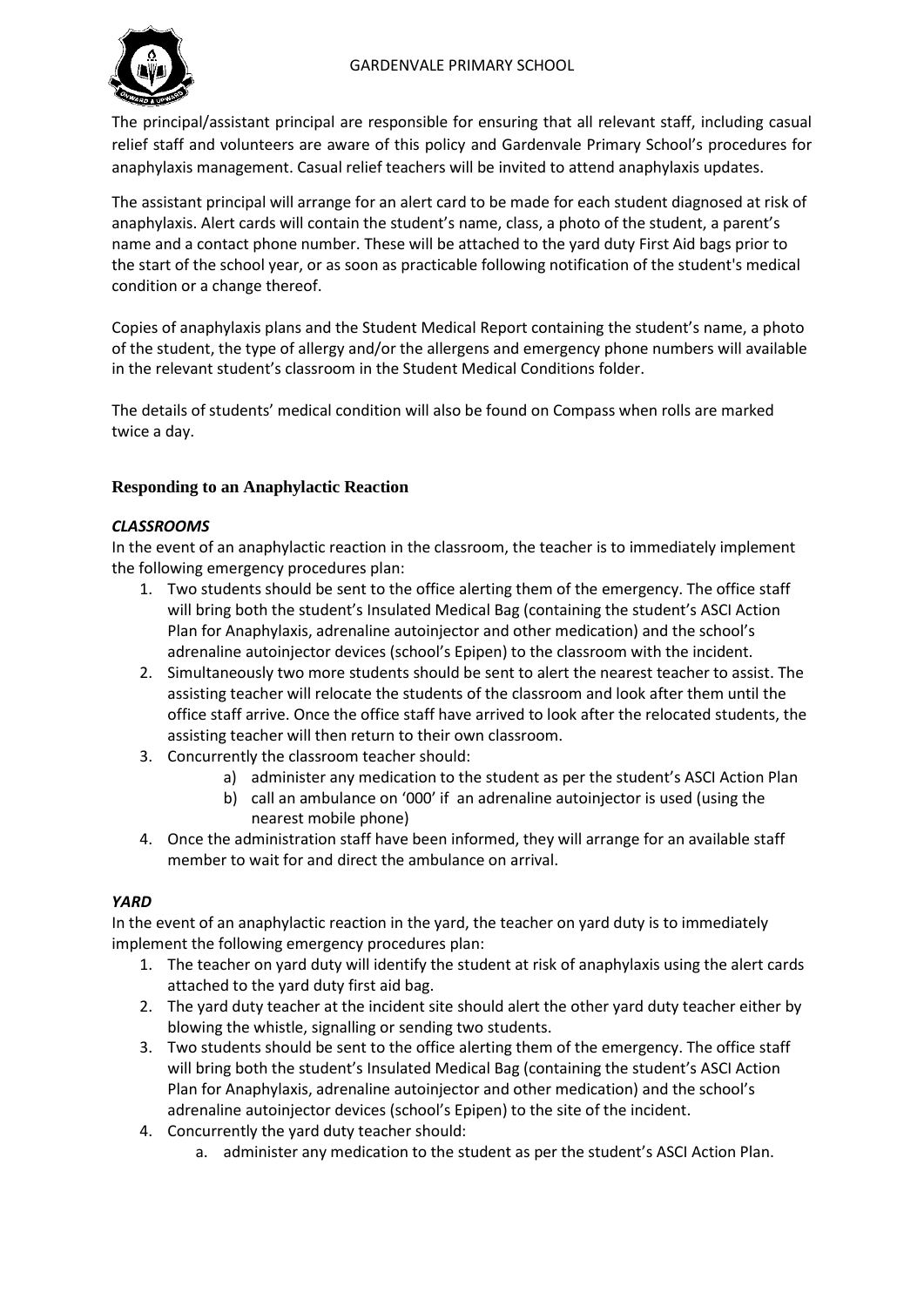The principal/assistant principal are responsible for ensuring that all relevant staff, including casual relief staff and volunteers are aware of this policy and Gardenvale Primary School's procedures for anaphylaxis management. Casual relief teachers will be invited to attend anaphylaxis updates.

The assistant principal will arrange for an alert card to be made for each student diagnosed at risk of anaphylaxis. Alert cards will contain the student's name, class, a photo of the student, a parent's name and a contact phone number. These will be attached to the yard duty First Aid bags prior to the start of the school year, or as soon as practicable following notification of the student's medical condition or a change thereof.

Copies of anaphylaxis plans and the Student Medical Report containing the student's name, a photo of the student, the type of allergy and/or the allergens and emergency phone numbers will available in the relevant student's classroom in the Student Medical Conditions folder.

The details of students' medical condition will also be found on Compass when rolls are marked twice a day.

## Responding to an Anaphylactic Reaction

***CLASSROOMS***

In the event of an anaphylactic reaction in the classroom, the teacher is to immediately implement the following emergency procedures plan:

1. Two students should be sent to the office alerting them of the emergency. The office staff will bring both the student's Insulated Medical Bag (containing the student's ASCI Action Plan for Anaphylaxis, adrenaline autoinjector and other medication) and the school's adrenaline autoinjector devices (school's Epipen) to the classroom with the incident.
2. Simultaneously two more students should be sent to alert the nearest teacher to assist. The assisting teacher will relocate the students of the classroom and look after them until the office staff arrive. Once the office staff have arrived to look after the relocated students, the assisting teacher will then return to their own classroom.
3. Concurrently the classroom teacher should:
    a) administer any medication to the student as per the student's ASCI Action Plan
    b) call an ambulance on '000' if an adrenaline autoinjector is used (using the nearest mobile phone)
4. Once the administration staff have been informed, they will arrange for an available staff member to wait for and direct the ambulance on arrival.

***YARD***

In the event of an anaphylactic reaction in the yard, the teacher on yard duty is to immediately implement the following emergency procedures plan:

1. The teacher on yard duty will identify the student at risk of anaphylaxis using the alert cards attached to the yard duty first aid bag.
2. The yard duty teacher at the incident site should alert the other yard duty teacher either by blowing the whistle, signalling or sending two students.
3. Two students should be sent to the office alerting them of the emergency. The office staff will bring both the student's Insulated Medical Bag (containing the student's ASCI Action Plan for Anaphylaxis, adrenaline autoinjector and other medication) and the school's adrenaline autoinjector devices (school's Epipen) to the site of the incident.
4. Concurrently the yard duty teacher should:
    a. administer any medication to the student as per the student's ASCI Action Plan.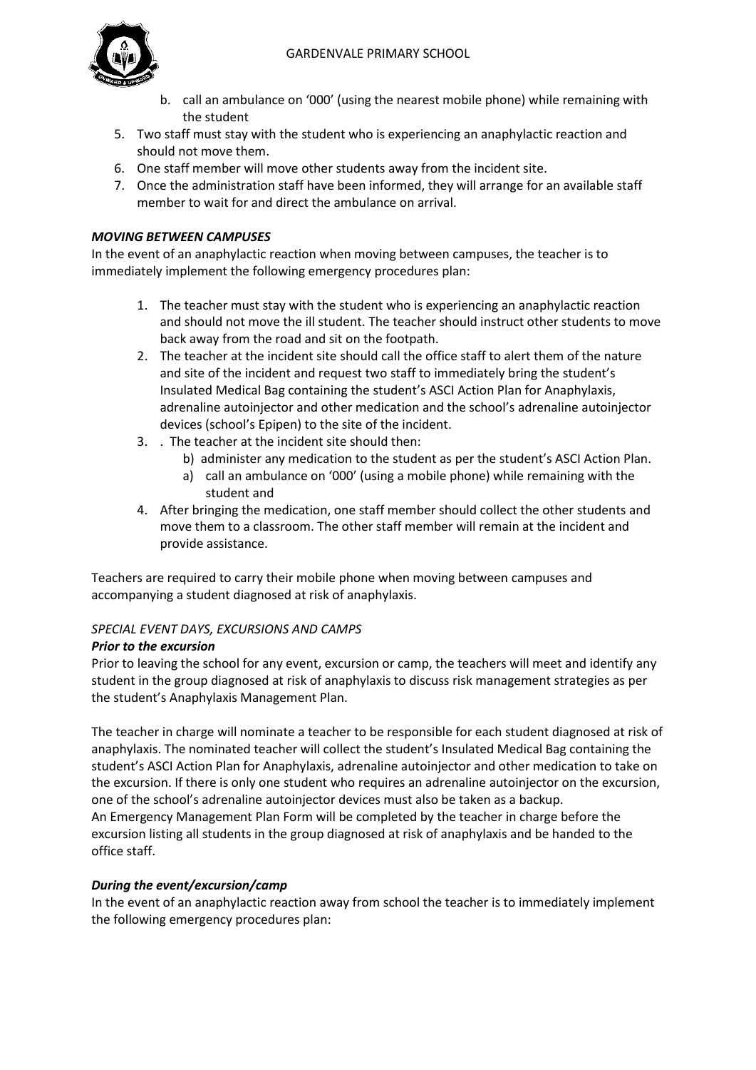b. call an ambulance on '000' (using the nearest mobile phone) while remaining with the student

5. Two staff must stay with the student who is experiencing an anaphylactic reaction and should not move them.
6. One staff member will move other students away from the incident site.
7. Once the administration staff have been informed, they will arrange for an available staff member to wait for and direct the ambulance on arrival.

***MOVING BETWEEN CAMPUSES***

In the event of an anaphylactic reaction when moving between campuses, the teacher is to immediately implement the following emergency procedures plan:

1. The teacher must stay with the student who is experiencing an anaphylactic reaction and should not move the ill student. The teacher should instruct other students to move back away from the road and sit on the footpath.
2. The teacher at the incident site should call the office staff to alert them of the nature and site of the incident and request two staff to immediately bring the student's Insulated Medical Bag containing the student's ASCI Action Plan for Anaphylaxis, adrenaline autoinjector and other medication and the school's adrenaline autoinjector devices (school's Epipen) to the site of the incident.
3. . The teacher at the incident site should then:
   b) administer any medication to the student as per the student's ASCI Action Plan.
   a) call an ambulance on '000' (using a mobile phone) while remaining with the student and
4. After bringing the medication, one staff member should collect the other students and move them to a classroom. The other staff member will remain at the incident and provide assistance.

Teachers are required to carry their mobile phone when moving between campuses and accompanying a student diagnosed at risk of anaphylaxis.

*SPECIAL EVENT DAYS, EXCURSIONS AND CAMPS*

***Prior to the excursion***

Prior to leaving the school for any event, excursion or camp, the teachers will meet and identify any student in the group diagnosed at risk of anaphylaxis to discuss risk management strategies as per the student's Anaphylaxis Management Plan.

The teacher in charge will nominate a teacher to be responsible for each student diagnosed at risk of anaphylaxis. The nominated teacher will collect the student's Insulated Medical Bag containing the student's ASCI Action Plan for Anaphylaxis, adrenaline autoinjector and other medication to take on the excursion. If there is only one student who requires an adrenaline autoinjector on the excursion, one of the school's adrenaline autoinjector devices must also be taken as a backup.
An Emergency Management Plan Form will be completed by the teacher in charge before the excursion listing all students in the group diagnosed at risk of anaphylaxis and be handed to the office staff.

***During the event/excursion/camp***

In the event of an anaphylactic reaction away from school the teacher is to immediately implement the following emergency procedures plan: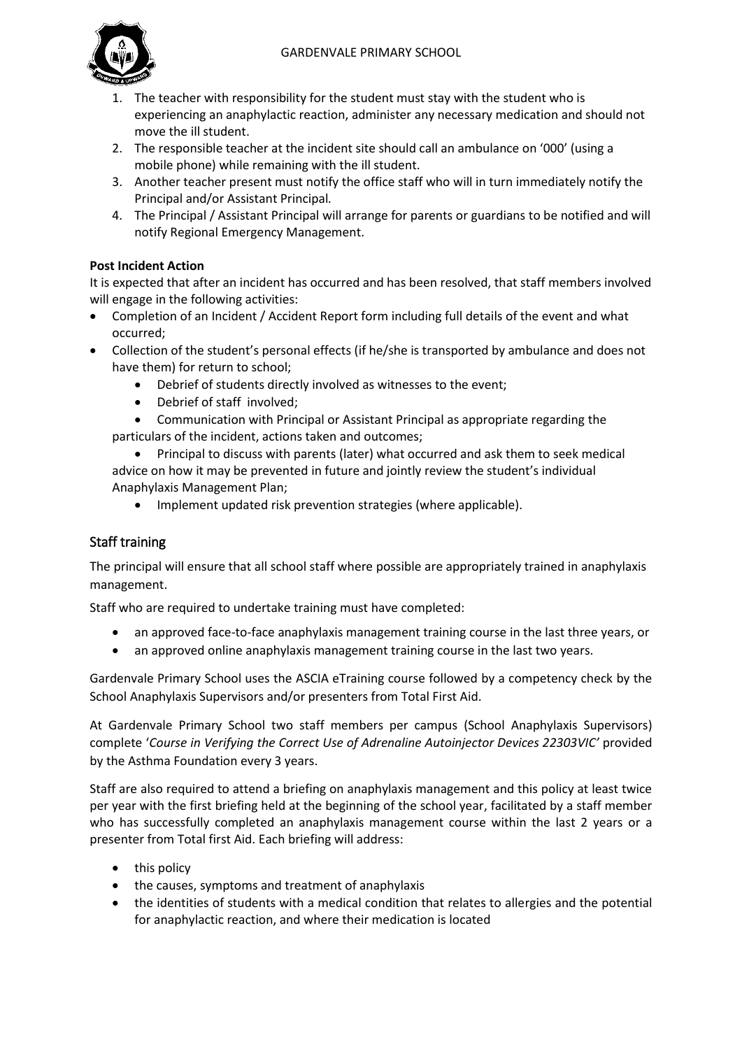1. The teacher with responsibility for the student must stay with the student who is experiencing an anaphylactic reaction, administer any necessary medication and should not move the ill student.
2. The responsible teacher at the incident site should call an ambulance on '000' (using a mobile phone) while remaining with the ill student.
3. Another teacher present must notify the office staff who will in turn immediately notify the Principal and/or Assistant Principal.
4. The Principal / Assistant Principal will arrange for parents or guardians to be notified and will notify Regional Emergency Management.

**Post Incident Action**

It is expected that after an incident has occurred and has been resolved, that staff members involved will engage in the following activities:

- Completion of an Incident / Accident Report form including full details of the event and what occurred;
- Collection of the student's personal effects (if he/she is transported by ambulance and does not have them) for return to school;
  - Debrief of students directly involved as witnesses to the event;
  - Debrief of staff involved;
  - Communication with Principal or Assistant Principal as appropriate regarding the particulars of the incident, actions taken and outcomes;
  - Principal to discuss with parents (later) what occurred and ask them to seek medical advice on how it may be prevented in future and jointly review the student's individual Anaphylaxis Management Plan;
  - Implement updated risk prevention strategies (where applicable).

## Staff training

The principal will ensure that all school staff where possible are appropriately trained in anaphylaxis management.

Staff who are required to undertake training must have completed:

- an approved face-to-face anaphylaxis management training course in the last three years, or
- an approved online anaphylaxis management training course in the last two years.

Gardenvale Primary School uses the ASCIA eTraining course followed by a competency check by the School Anaphylaxis Supervisors and/or presenters from Total First Aid.

At Gardenvale Primary School two staff members per campus (School Anaphylaxis Supervisors) complete '*Course in Verifying the Correct Use of Adrenaline Autoinjector Devices 22303VIC'* provided by the Asthma Foundation every 3 years.

Staff are also required to attend a briefing on anaphylaxis management and this policy at least twice per year with the first briefing held at the beginning of the school year, facilitated by a staff member who has successfully completed an anaphylaxis management course within the last 2 years or a presenter from Total first Aid. Each briefing will address:

- this policy
- the causes, symptoms and treatment of anaphylaxis
- the identities of students with a medical condition that relates to allergies and the potential for anaphylactic reaction, and where their medication is located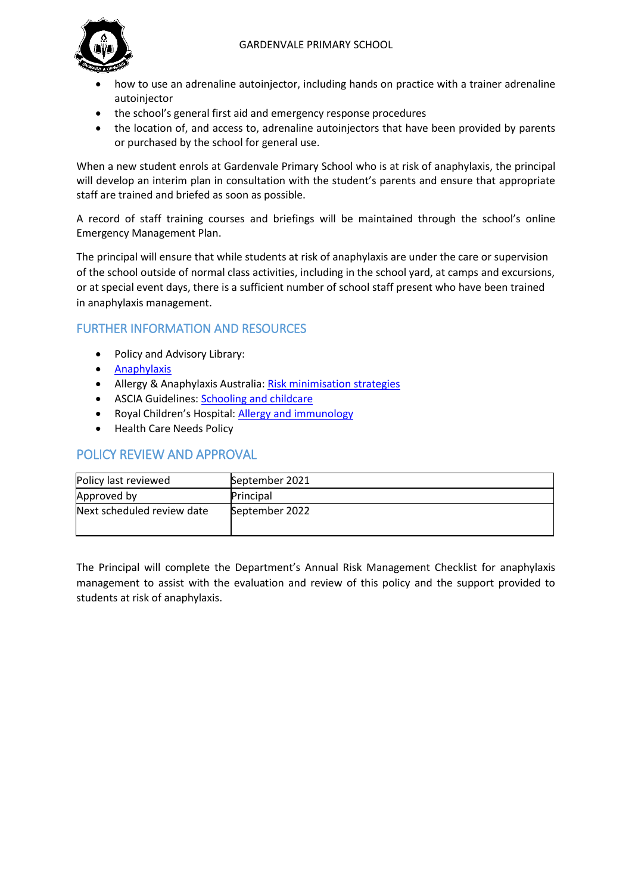- how to use an adrenaline autoinjector, including hands on practice with a trainer adrenaline autoinjector
- the school's general first aid and emergency response procedures
- the location of, and access to, adrenaline autoinjectors that have been provided by parents or purchased by the school for general use.

When a new student enrols at Gardenvale Primary School who is at risk of anaphylaxis, the principal will develop an interim plan in consultation with the student's parents and ensure that appropriate staff are trained and briefed as soon as possible.

A record of staff training courses and briefings will be maintained through the school's online Emergency Management Plan.

The principal will ensure that while students at risk of anaphylaxis are under the care or supervision of the school outside of normal class activities, including in the school yard, at camps and excursions, or at special event days, there is a sufficient number of school staff present who have been trained in anaphylaxis management.

## FURTHER INFORMATION AND RESOURCES

- Policy and Advisory Library:
- Anaphylaxis
- Allergy & Anaphylaxis Australia: Risk minimisation strategies
- ASCIA Guidelines: Schooling and childcare
- Royal Children's Hospital: Allergy and immunology
- Health Care Needs Policy

## POLICY REVIEW AND APPROVAL

| | |
|---|---|
| Policy last reviewed | September 2021 |
| Approved by | Principal |
| Next scheduled review date | September 2022 |

The Principal will complete the Department's Annual Risk Management Checklist for anaphylaxis management to assist with the evaluation and review of this policy and the support provided to students at risk of anaphylaxis.